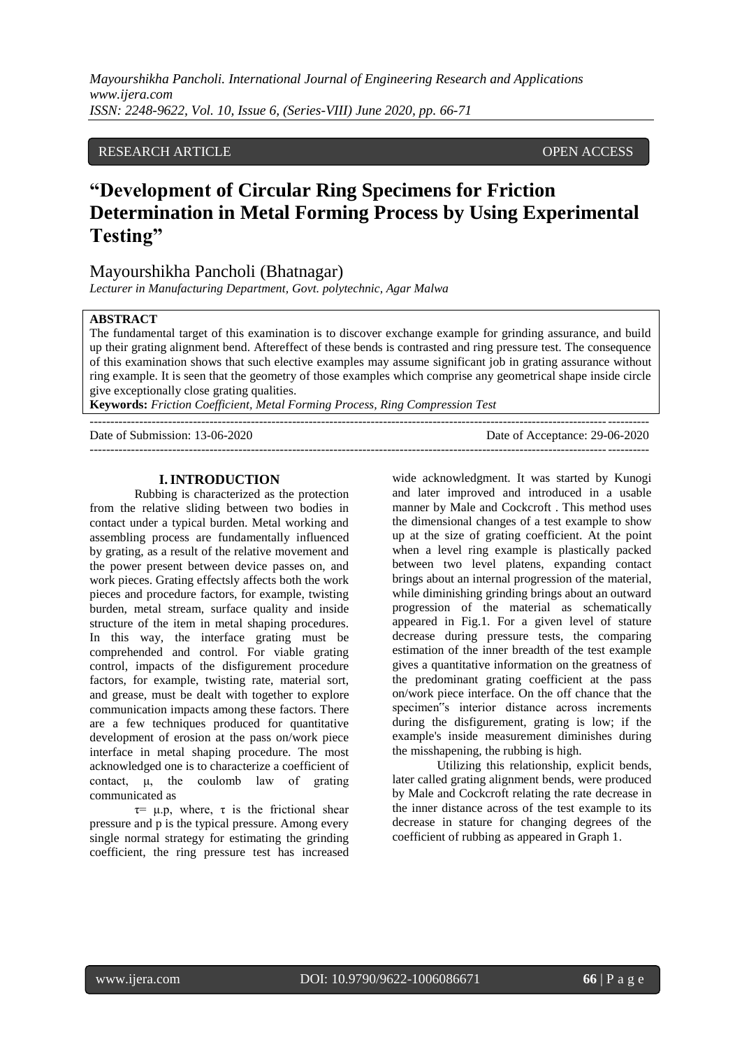RESEARCH ARTICLE OPEN ACCESS

# "Development of Circular Ring Specimens for Friction Determination in Metal Forming Process by Using Experimental Testing"

Mayourshikha Pancholi (Bhatnagar)

*Lecturer in Manufacturing Department, Govt. polytechnic, Agar Malwa*

**ABSTRACT**

The fundamental target of this examination is to discover exchange example for grinding assurance, and build up their grating alignment bend. Aftereffect of these bends is contrasted and ring pressure test. The consequence of this examination shows that such elective examples may assume significant job in grating assurance without ring example. It is seen that the geometry of those examples which comprise any geometrical shape inside circle give exceptionally close grating qualities.

**Keywords:** *Friction Coefficient, Metal Forming Process, Ring Compression Test*

Date of Submission: 13-06-2020 Date of Acceptance: 29-06-2020

## I. INTRODUCTION

Rubbing is characterized as the protection from the relative sliding between two bodies in contact under a typical burden. Metal working and assembling process are fundamentally influenced by grating, as a result of the relative movement and the power present between device passes on, and work pieces. Grating effectsly affects both the work pieces and procedure factors, for example, twisting burden, metal stream, surface quality and inside structure of the item in metal shaping procedures. In this way, the interface grating must be comprehended and control. For viable grating control, impacts of the disfigurement procedure factors, for example, twisting rate, material sort, and grease, must be dealt with together to explore communication impacts among these factors. There are a few techniques produced for quantitative development of erosion at the pass on/work piece interface in metal shaping procedure. The most acknowledged one is to characterize a coefficient of contact, μ, the coulomb law of grating communicated as

$\tau = \mu.p$, where, $\tau$ is the frictional shear pressure and p is the typical pressure. Among every single normal strategy for estimating the grinding coefficient, the ring pressure test has increased wide acknowledgment. It was started by Kunogi and later improved and introduced in a usable manner by Male and Cockcroft . This method uses the dimensional changes of a test example to show up at the size of grating coefficient. At the point when a level ring example is plastically packed between two level platens, expanding contact brings about an internal progression of the material, while diminishing grinding brings about an outward progression of the material as schematically appeared in Fig.1. For a given level of stature decrease during pressure tests, the comparing estimation of the inner breadth of the test example gives a quantitative information on the greatness of the predominant grating coefficient at the pass on/work piece interface. On the off chance that the specimen"s interior distance across increments during the disfigurement, grating is low; if the example's inside measurement diminishes during the misshapening, the rubbing is high.

Utilizing this relationship, explicit bends, later called grating alignment bends, were produced by Male and Cockcroft relating the rate decrease in the inner distance across of the test example to its decrease in stature for changing degrees of the coefficient of rubbing as appeared in Graph 1.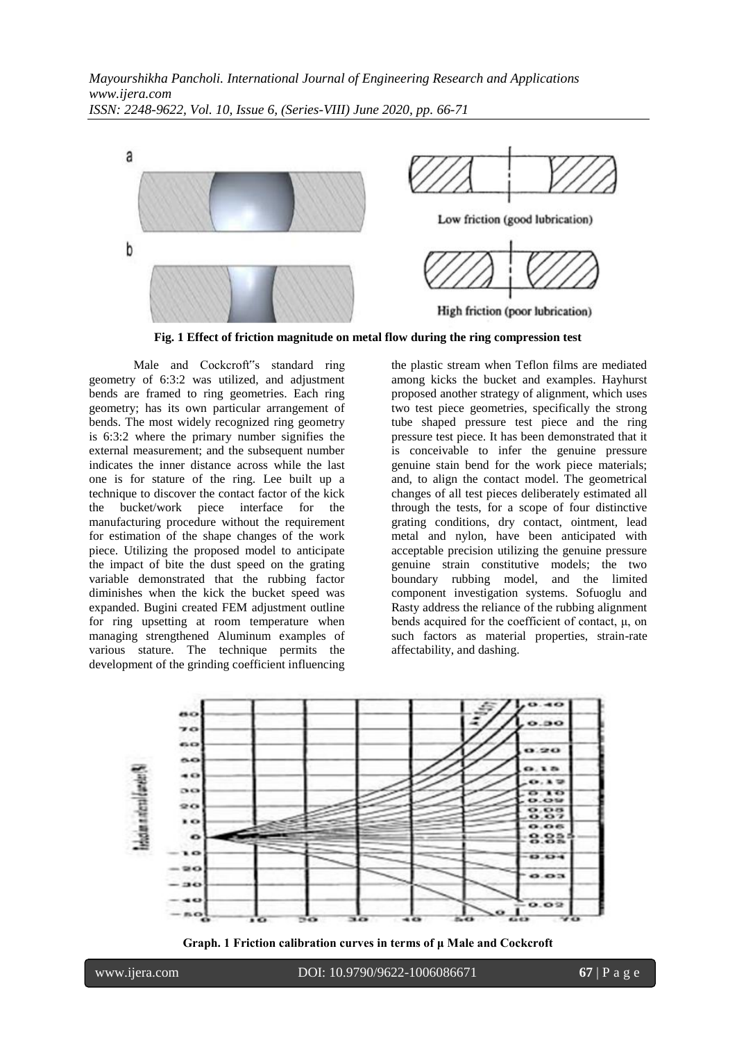**Fig. 1 Effect of friction magnitude on metal flow during the ring compression test**

Male and Cockcroft"s standard ring geometry of 6:3:2 was utilized, and adjustment bends are framed to ring geometries. Each ring geometry; has its own particular arrangement of bends. The most widely recognized ring geometry is 6:3:2 where the primary number signifies the external measurement; and the subsequent number indicates the inner distance across while the last one is for stature of the ring. Lee built up a technique to discover the contact factor of the kick the bucket/work piece interface for the manufacturing procedure without the requirement for estimation of the shape changes of the work piece. Utilizing the proposed model to anticipate the impact of bite the dust speed on the grating variable demonstrated that the rubbing factor diminishes when the kick the bucket speed was expanded. Bugini created FEM adjustment outline for ring upsetting at room temperature when managing strengthened Aluminum examples of various stature. The technique permits the development of the grinding coefficient influencing the plastic stream when Teflon films are mediated among kicks the bucket and examples. Hayhurst proposed another strategy of alignment, which uses two test piece geometries, specifically the strong tube shaped pressure test piece and the ring pressure test piece. It has been demonstrated that it is conceivable to infer the genuine pressure genuine stain bend for the work piece materials; and, to align the contact model. The geometrical changes of all test pieces deliberately estimated all through the tests, for a scope of four distinctive grating conditions, dry contact, ointment, lead metal and nylon, have been anticipated with acceptable precision utilizing the genuine pressure genuine strain constitutive models; the two boundary rubbing model, and the limited component investigation systems. Sofuoglu and Rasty address the reliance of the rubbing alignment bends acquired for the coefficient of contact, μ, on such factors as material properties, strain-rate affectability, and dashing.

**Graph. 1 Friction calibration curves in terms of μ Male and Cockcroft**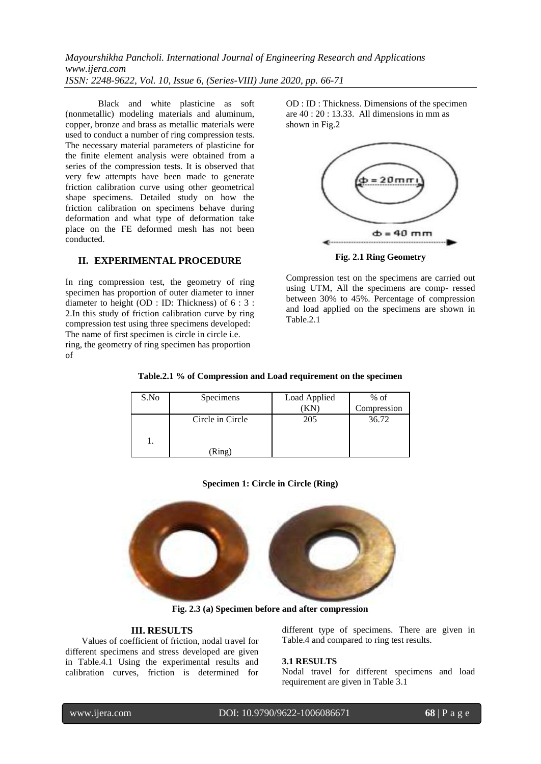Black and white plasticine as soft (nonmetallic) modeling materials and aluminum, copper, bronze and brass as metallic materials were used to conduct a number of ring compression tests. The necessary material parameters of plasticine for the finite element analysis were obtained from a series of the compression tests. It is observed that very few attempts have been made to generate friction calibration curve using other geometrical shape specimens. Detailed study on how the friction calibration on specimens behave during deformation and what type of deformation take place on the FE deformed mesh has not been conducted.

## II. EXPERIMENTAL PROCEDURE

In ring compression test, the geometry of ring specimen has proportion of outer diameter to inner diameter to height (OD : ID: Thickness) of 6 : 3 : 2.In this study of friction calibration curve by ring compression test using three specimens developed: The name of first specimen is circle in circle i.e. ring, the geometry of ring specimen has proportion of OD : ID : Thickness. Dimensions of the specimen are 40 : 20 : 13.33. All dimensions in mm as shown in Fig.2

ϕ = 20mm

ϕ = 40 mm

**Fig. 2.1 Ring Geometry**

Compression test on the specimens are carried out using UTM, All the specimens are comp- ressed between 30% to 45%. Percentage of compression and load applied on the specimens are shown in Table.2.1

**Table.2.1 % of Compression and Load requirement on the specimen**

| S.No | Specimens | Load Applied (KN) | % of Compression |
|---|---|---|---|
| 1. | Circle in Circle (Ring) | 205 | 36.72 |

**Specimen 1: Circle in Circle (Ring)**

**Fig. 2.3 (a) Specimen before and after compression**

## III. RESULTS

Values of coefficient of friction, nodal travel for different specimens and stress developed are given in Table.4.1 Using the experimental results and calibration curves, friction is determined for different type of specimens. There are given in Table.4 and compared to ring test results.

### 3.1 RESULTS

Nodal travel for different specimens and load requirement are given in Table 3.1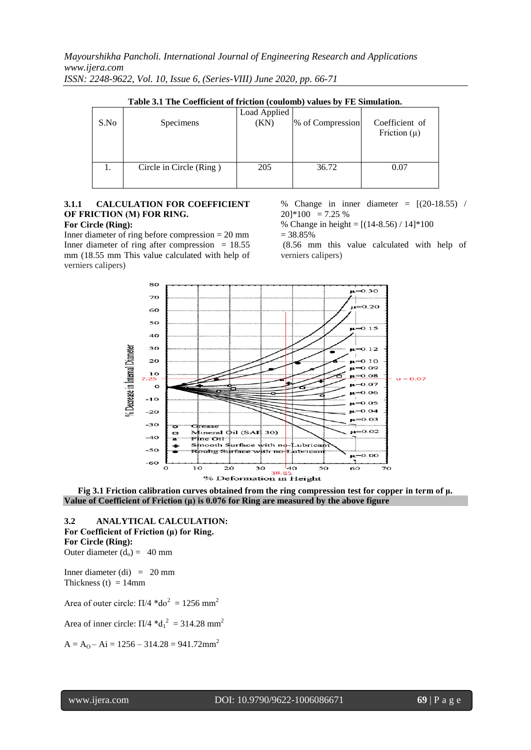**Table 3.1 The Coefficient of friction (coulomb) values by FE Simulation.**

| S.No | Specimens | Load Applied (KN) | % of Compression | Coefficient of Friction (μ) |
|---|---|---|---|---|
| 1. | Circle in Circle (Ring ) | 205 | 36.72 | 0.07 |

### 3.1.1 CALCULATION FOR COEFFICIENT OF FRICTION (M) FOR RING.

**For Circle (Ring):**

Inner diameter of ring before compression = 20 mm

Inner diameter of ring after compression = 18.55 mm (18.55 mm This value calculated with help of verniers calipers)

% Change in inner diameter = [(20-18.55) / 20]*100 = 7.25 %

% Change in height = [(14-8.56) / 14]*100 = 38.85%

(8.56 mm this value calculated with help of verniers calipers)

**Fig 3.1 Friction calibration curves obtained from the ring compression test for copper in term of μ.**

**Value of Coefficient of Friction (μ) is 0.076 for Ring are measured by the above figure**

### 3.2 ANALYTICAL CALCULATION:

**For Coefficient of Friction (μ) for Ring.**

**For Circle (Ring):**

Outer diameter ($d_o$) = 40 mm

Inner diameter (di) = 20 mm

Thickness (t) = 14mm

Area of outer circle: $\Pi/4 * do^2 = 1256 \text{ mm}^2$

Area of inner circle: $\Pi/4 * d_1^2 = 314.28 \text{ mm}^2$

$A = A_O - Ai = 1256 - 314.28 = 941.72 \text{mm}^2$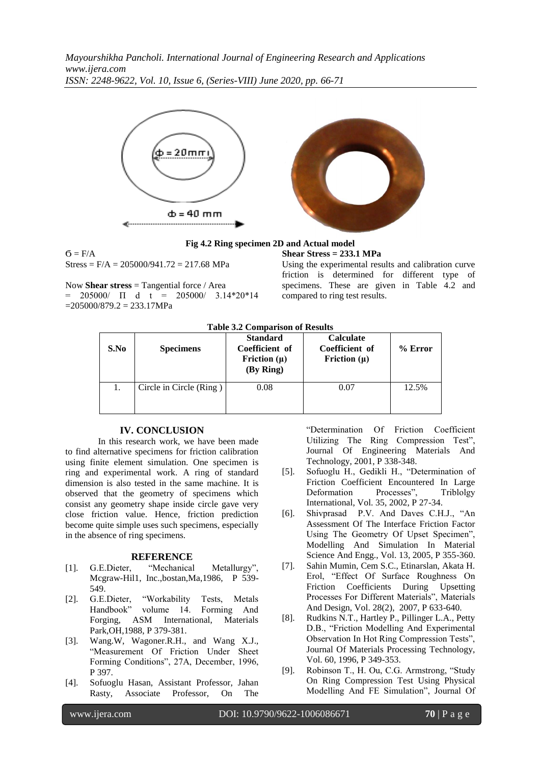Fig 4.2 Ring specimen 2D and Actual model

$\sigma = F/A$

Stress = F/A = 205000/941.72 = 217.68 MPa

Now **Shear stress** = Tangential force / Area = 205000/ Π d t = 205000/ 3.14*20*14 =205000/879.2 = 233.17MPa

**Shear Stress = 233.1 MPa**

Using the experimental results and calibration curve friction is determined for different type of specimens. These are given in Table 4.2 and compared to ring test results.

**Table 3.2 Comparison of Results**

| S.No | Specimens | Standard Coefficient of Friction (μ) (By Ring) | Calculate Coefficient of Friction (μ) | % Error |
|---|---|---|---|---|
| 1. | Circle in Circle (Ring ) | 0.08 | 0.07 | 12.5% |

## IV. CONCLUSION

In this research work, we have been made to find alternative specimens for friction calibration using finite element simulation. One specimen is ring and experimental work. A ring of standard dimension is also tested in the same machine. It is observed that the geometry of specimens which consist any geometry shape inside circle gave very close friction value. Hence, friction prediction become quite simple uses such specimens, especially in the absence of ring specimens.

## REFERENCE

[1]. G.E.Dieter, "Mechanical Metallurgy", Mcgraw-Hil1, Inc.,bostan,Ma,1986, P 539-549.

[2]. G.E.Dieter, "Workability Tests, Metals Handbook" volume 14. Forming And Forging, ASM International, Materials Park,OH,1988, P 379-381.

[3]. Wang.W, Wagoner.R.H., and Wang X.J., "Measurement Of Friction Under Sheet Forming Conditions", 27A, December, 1996, P 397.

[4]. Sofuoglu Hasan, Assistant Professor, Jahan Rasty, Associate Professor, On The "Determination Of Friction Coefficient Utilizing The Ring Compression Test", Journal Of Engineering Materials And Technology, 2001, P 338-348.

[5]. Sofuoglu H., Gedikli H., "Determination of Friction Coefficient Encountered In Large Deformation Processes", Triblolgy International, Vol. 35, 2002, P 27-34.

[6]. Shivprasad P.V. And Daves C.H.J., "An Assessment Of The Interface Friction Factor Using The Geometry Of Upset Specimen", Modelling And Simulation In Material Science And Engg., Vol. 13, 2005, P 355-360.

[7]. Sahin Mumin, Cem S.C., Etinarslan, Akata H. Erol, "Effect Of Surface Roughness On Friction Coefficients During Upsetting Processes For Different Materials", Materials And Design, Vol. 28(2), 2007, P 633-640.

[8]. Rudkins N.T., Hartley P., Pillinger L.A., Petty D.B., "Friction Modelling And Experimental Observation In Hot Ring Compression Tests", Journal Of Materials Processing Technology, Vol. 60, 1996, P 349-353.

[9]. Robinson T., H. Ou, C.G. Armstrong, "Study On Ring Compression Test Using Physical Modelling And FE Simulation", Journal Of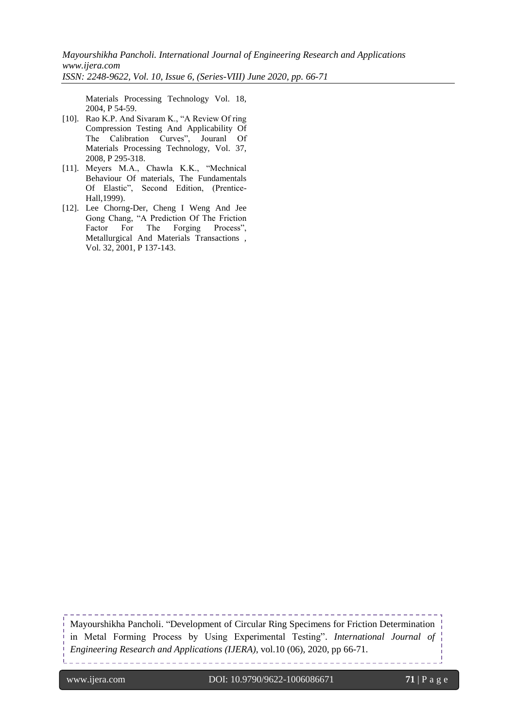Materials Processing Technology Vol. 18, 2004, P 54-59.

[10]. Rao K.P. And Sivaram K., "A Review Of ring Compression Testing And Applicability Of The Calibration Curves", Jouranl Of Materials Processing Technology, Vol. 37, 2008, P 295-318.

[11]. Meyers M.A., Chawla K.K., "Mechnical Behaviour Of materials, The Fundamentals Of Elastic", Second Edition, (Prentice-Hall,1999).

[12]. Lee Chorng-Der, Cheng I Weng And Jee Gong Chang, "A Prediction Of The Friction Factor For The Forging Process", Metallurgical And Materials Transactions , Vol. 32, 2001, P 137-143.

Mayourshikha Pancholi. "Development of Circular Ring Specimens for Friction Determination in Metal Forming Process by Using Experimental Testing". *International Journal of Engineering Research and Applications (IJERA)*, vol.10 (06), 2020, pp 66-71.